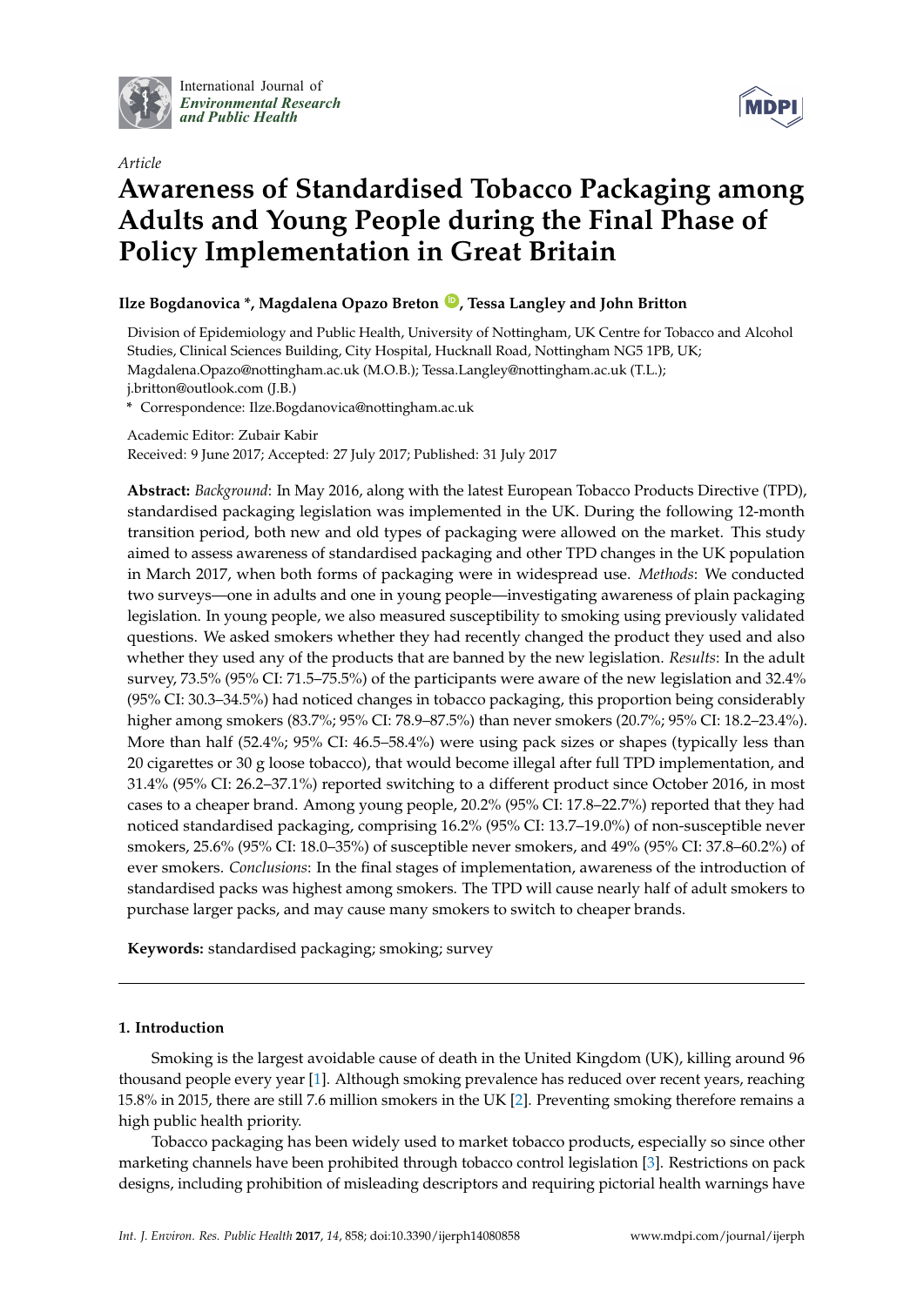*Article*

# Awareness of Standardised Tobacco Packaging among Adults and Young People during the Final Phase of Policy Implementation in Great Britain

**Ilze Bogdanovica \*, Magdalena Opazo Breton, Tessa Langley and John Britton**

Division of Epidemiology and Public Health, University of Nottingham, UK Centre for Tobacco and Alcohol Studies, Clinical Sciences Building, City Hospital, Hucknall Road, Nottingham NG5 1PB, UK; Magdalena.Opazo@nottingham.ac.uk (M.O.B.); Tessa.Langley@nottingham.ac.uk (T.L.); j.britton@outlook.com (J.B.)

\* Correspondence: Ilze.Bogdanovica@nottingham.ac.uk

Academic Editor: Zubair Kabir

Received: 9 June 2017; Accepted: 27 July 2017; Published: 31 July 2017

**Abstract:** *Background*: In May 2016, along with the latest European Tobacco Products Directive (TPD), standardised packaging legislation was implemented in the UK. During the following 12-month transition period, both new and old types of packaging were allowed on the market. This study aimed to assess awareness of standardised packaging and other TPD changes in the UK population in March 2017, when both forms of packaging were in widespread use. *Methods*: We conducted two surveys—one in adults and one in young people—investigating awareness of plain packaging legislation. In young people, we also measured susceptibility to smoking using previously validated questions. We asked smokers whether they had recently changed the product they used and also whether they used any of the products that are banned by the new legislation. *Results*: In the adult survey, 73.5% (95% CI: 71.5–75.5%) of the participants were aware of the new legislation and 32.4% (95% CI: 30.3–34.5%) had noticed changes in tobacco packaging, this proportion being considerably higher among smokers (83.7%; 95% CI: 78.9–87.5%) than never smokers (20.7%; 95% CI: 18.2–23.4%). More than half (52.4%; 95% CI: 46.5–58.4%) were using pack sizes or shapes (typically less than 20 cigarettes or 30 g loose tobacco), that would become illegal after full TPD implementation, and 31.4% (95% CI: 26.2–37.1%) reported switching to a different product since October 2016, in most cases to a cheaper brand. Among young people, 20.2% (95% CI: 17.8–22.7%) reported that they had noticed standardised packaging, comprising 16.2% (95% CI: 13.7–19.0%) of non-susceptible never smokers, 25.6% (95% CI: 18.0–35%) of susceptible never smokers, and 49% (95% CI: 37.8–60.2%) of ever smokers. *Conclusions*: In the final stages of implementation, awareness of the introduction of standardised packs was highest among smokers. The TPD will cause nearly half of adult smokers to purchase larger packs, and may cause many smokers to switch to cheaper brands.

**Keywords:** standardised packaging; smoking; survey

## 1. Introduction

Smoking is the largest avoidable cause of death in the United Kingdom (UK), killing around 96 thousand people every year [1]. Although smoking prevalence has reduced over recent years, reaching 15.8% in 2015, there are still 7.6 million smokers in the UK [2]. Preventing smoking therefore remains a high public health priority.

Tobacco packaging has been widely used to market tobacco products, especially so since other marketing channels have been prohibited through tobacco control legislation [3]. Restrictions on pack designs, including prohibition of misleading descriptors and requiring pictorial health warnings have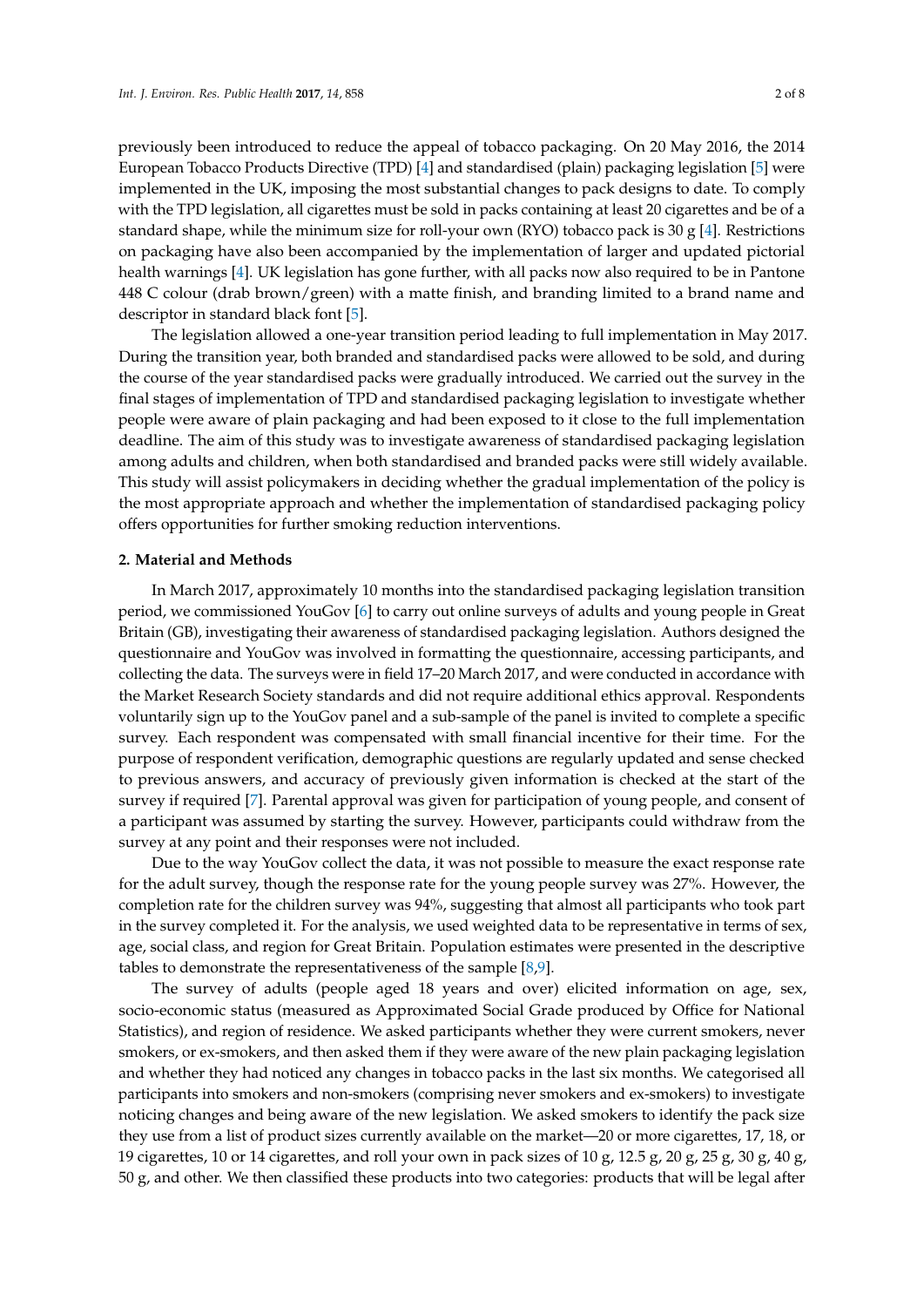previously been introduced to reduce the appeal of tobacco packaging. On 20 May 2016, the 2014 European Tobacco Products Directive (TPD) [4] and standardised (plain) packaging legislation [5] were implemented in the UK, imposing the most substantial changes to pack designs to date. To comply with the TPD legislation, all cigarettes must be sold in packs containing at least 20 cigarettes and be of a standard shape, while the minimum size for roll-your own (RYO) tobacco pack is 30 g [4]. Restrictions on packaging have also been accompanied by the implementation of larger and updated pictorial health warnings [4]. UK legislation has gone further, with all packs now also required to be in Pantone 448 C colour (drab brown/green) with a matte finish, and branding limited to a brand name and descriptor in standard black font [5].

The legislation allowed a one-year transition period leading to full implementation in May 2017. During the transition year, both branded and standardised packs were allowed to be sold, and during the course of the year standardised packs were gradually introduced. We carried out the survey in the final stages of implementation of TPD and standardised packaging legislation to investigate whether people were aware of plain packaging and had been exposed to it close to the full implementation deadline. The aim of this study was to investigate awareness of standardised packaging legislation among adults and children, when both standardised and branded packs were still widely available. This study will assist policymakers in deciding whether the gradual implementation of the policy is the most appropriate approach and whether the implementation of standardised packaging policy offers opportunities for further smoking reduction interventions.

## 2. Material and Methods

In March 2017, approximately 10 months into the standardised packaging legislation transition period, we commissioned YouGov [6] to carry out online surveys of adults and young people in Great Britain (GB), investigating their awareness of standardised packaging legislation. Authors designed the questionnaire and YouGov was involved in formatting the questionnaire, accessing participants, and collecting the data. The surveys were in field 17–20 March 2017, and were conducted in accordance with the Market Research Society standards and did not require additional ethics approval. Respondents voluntarily sign up to the YouGov panel and a sub-sample of the panel is invited to complete a specific survey. Each respondent was compensated with small financial incentive for their time. For the purpose of respondent verification, demographic questions are regularly updated and sense checked to previous answers, and accuracy of previously given information is checked at the start of the survey if required [7]. Parental approval was given for participation of young people, and consent of a participant was assumed by starting the survey. However, participants could withdraw from the survey at any point and their responses were not included.

Due to the way YouGov collect the data, it was not possible to measure the exact response rate for the adult survey, though the response rate for the young people survey was 27%. However, the completion rate for the children survey was 94%, suggesting that almost all participants who took part in the survey completed it. For the analysis, we used weighted data to be representative in terms of sex, age, social class, and region for Great Britain. Population estimates were presented in the descriptive tables to demonstrate the representativeness of the sample [8,9].

The survey of adults (people aged 18 years and over) elicited information on age, sex, socio-economic status (measured as Approximated Social Grade produced by Office for National Statistics), and region of residence. We asked participants whether they were current smokers, never smokers, or ex-smokers, and then asked them if they were aware of the new plain packaging legislation and whether they had noticed any changes in tobacco packs in the last six months. We categorised all participants into smokers and non-smokers (comprising never smokers and ex-smokers) to investigate noticing changes and being aware of the new legislation. We asked smokers to identify the pack size they use from a list of product sizes currently available on the market—20 or more cigarettes, 17, 18, or 19 cigarettes, 10 or 14 cigarettes, and roll your own in pack sizes of 10 g, 12.5 g, 20 g, 25 g, 30 g, 40 g, 50 g, and other. We then classified these products into two categories: products that will be legal after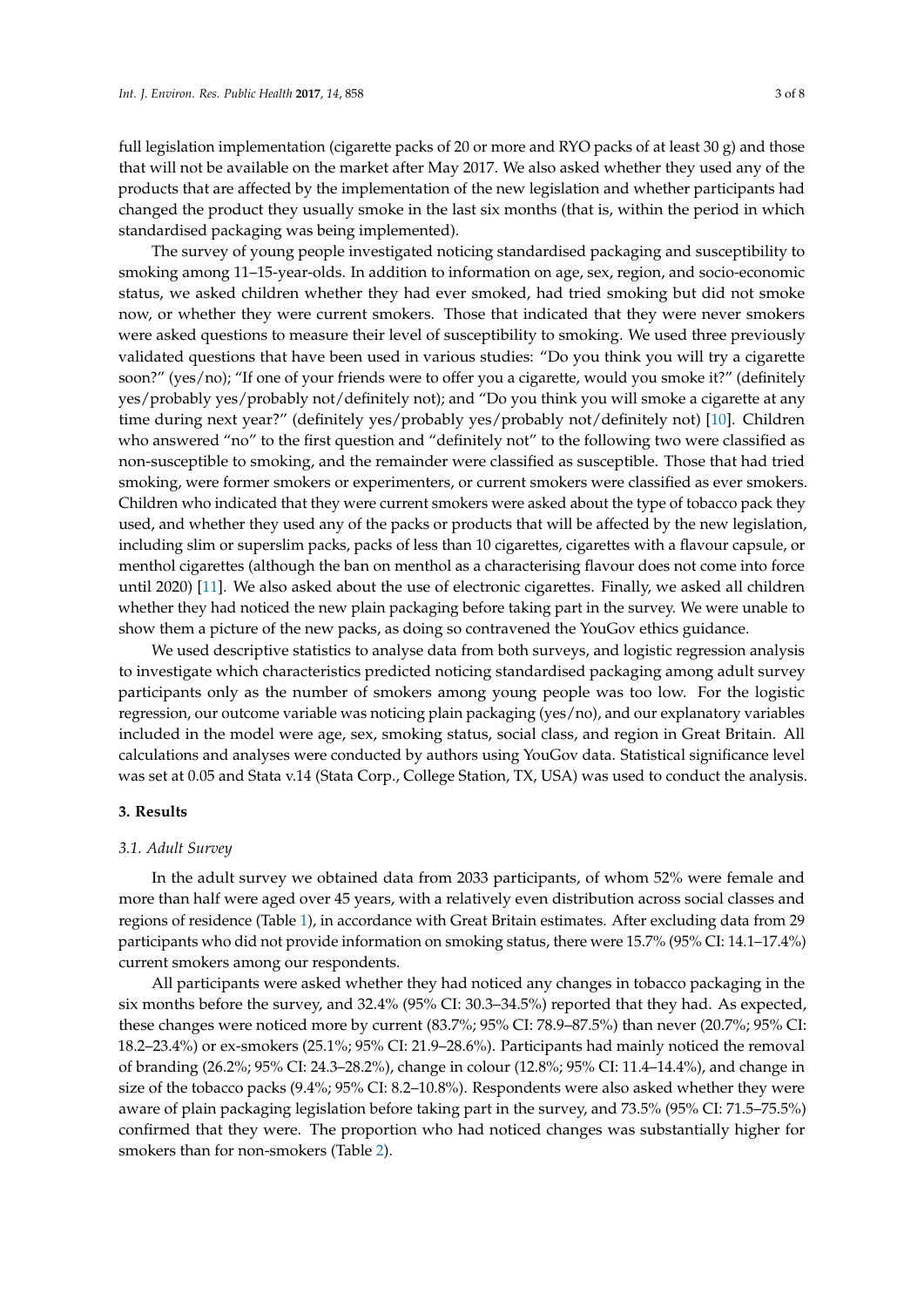full legislation implementation (cigarette packs of 20 or more and RYO packs of at least 30 g) and those that will not be available on the market after May 2017. We also asked whether they used any of the products that are affected by the implementation of the new legislation and whether participants had changed the product they usually smoke in the last six months (that is, within the period in which standardised packaging was being implemented).

The survey of young people investigated noticing standardised packaging and susceptibility to smoking among 11–15-year-olds. In addition to information on age, sex, region, and socio-economic status, we asked children whether they had ever smoked, had tried smoking but did not smoke now, or whether they were current smokers. Those that indicated that they were never smokers were asked questions to measure their level of susceptibility to smoking. We used three previously validated questions that have been used in various studies: "Do you think you will try a cigarette soon?" (yes/no); "If one of your friends were to offer you a cigarette, would you smoke it?" (definitely yes/probably yes/probably not/definitely not); and "Do you think you will smoke a cigarette at any time during next year?" (definitely yes/probably yes/probably not/definitely not) [10]. Children who answered "no" to the first question and "definitely not" to the following two were classified as non-susceptible to smoking, and the remainder were classified as susceptible. Those that had tried smoking, were former smokers or experimenters, or current smokers were classified as ever smokers. Children who indicated that they were current smokers were asked about the type of tobacco pack they used, and whether they used any of the packs or products that will be affected by the new legislation, including slim or superslim packs, packs of less than 10 cigarettes, cigarettes with a flavour capsule, or menthol cigarettes (although the ban on menthol as a characterising flavour does not come into force until 2020) [11]. We also asked about the use of electronic cigarettes. Finally, we asked all children whether they had noticed the new plain packaging before taking part in the survey. We were unable to show them a picture of the new packs, as doing so contravened the YouGov ethics guidance.

We used descriptive statistics to analyse data from both surveys, and logistic regression analysis to investigate which characteristics predicted noticing standardised packaging among adult survey participants only as the number of smokers among young people was too low. For the logistic regression, our outcome variable was noticing plain packaging (yes/no), and our explanatory variables included in the model were age, sex, smoking status, social class, and region in Great Britain. All calculations and analyses were conducted by authors using YouGov data. Statistical significance level was set at 0.05 and Stata v.14 (Stata Corp., College Station, TX, USA) was used to conduct the analysis.

## 3. Results

### *3.1. Adult Survey*

In the adult survey we obtained data from 2033 participants, of whom 52% were female and more than half were aged over 45 years, with a relatively even distribution across social classes and regions of residence (Table 1), in accordance with Great Britain estimates. After excluding data from 29 participants who did not provide information on smoking status, there were 15.7% (95% CI: 14.1–17.4%) current smokers among our respondents.

All participants were asked whether they had noticed any changes in tobacco packaging in the six months before the survey, and 32.4% (95% CI: 30.3–34.5%) reported that they had. As expected, these changes were noticed more by current (83.7%; 95% CI: 78.9–87.5%) than never (20.7%; 95% CI: 18.2–23.4%) or ex-smokers (25.1%; 95% CI: 21.9–28.6%). Participants had mainly noticed the removal of branding (26.2%; 95% CI: 24.3–28.2%), change in colour (12.8%; 95% CI: 11.4–14.4%), and change in size of the tobacco packs (9.4%; 95% CI: 8.2–10.8%). Respondents were also asked whether they were aware of plain packaging legislation before taking part in the survey, and 73.5% (95% CI: 71.5–75.5%) confirmed that they were. The proportion who had noticed changes was substantially higher for smokers than for non-smokers (Table 2).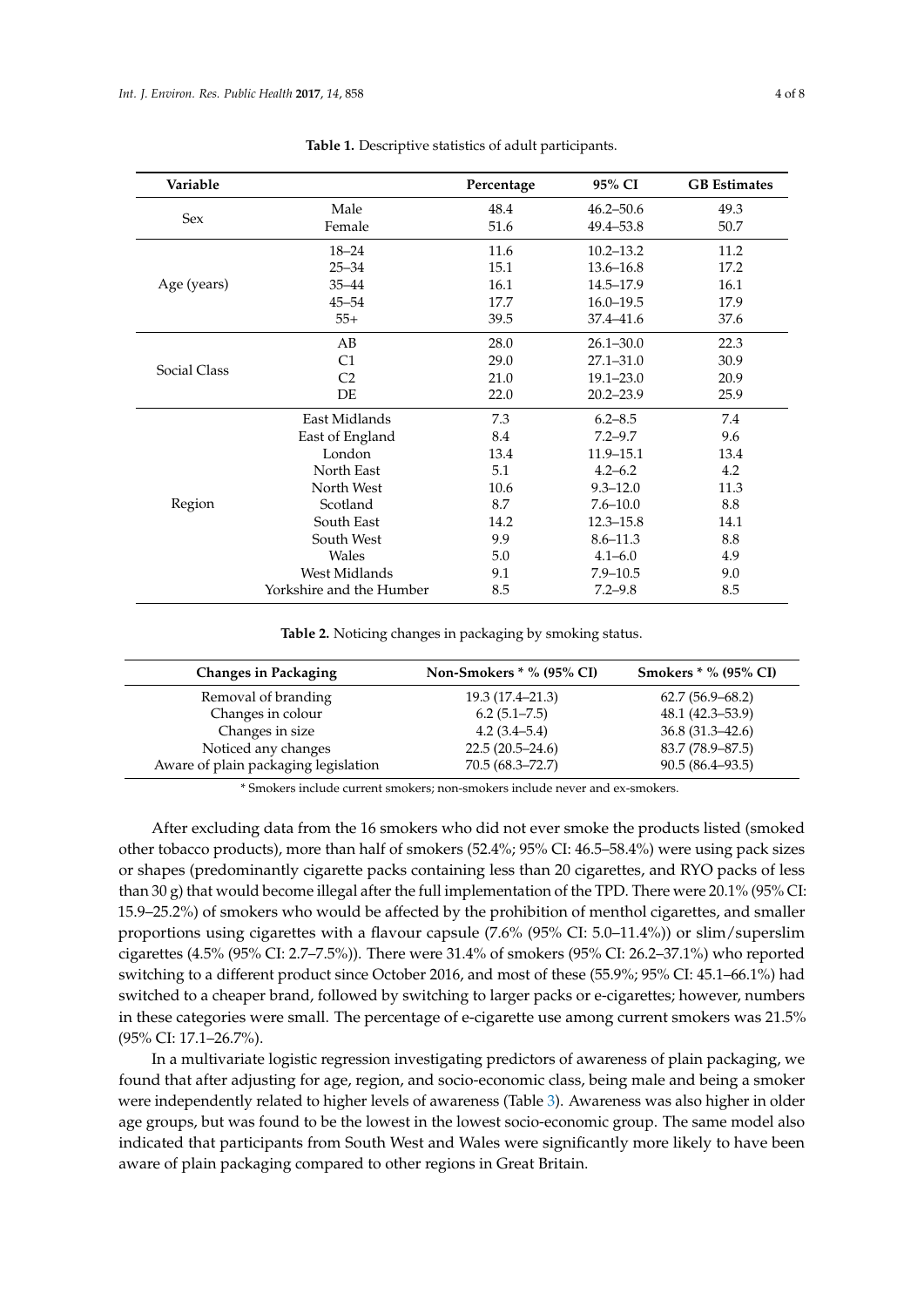**Table 1.** Descriptive statistics of adult participants.

| Variable | | Percentage | 95% CI | GB Estimates |
|---|---|---|---|---|
| Sex | Male | 48.4 | 46.2–50.6 | 49.3 |
| | Female | 51.6 | 49.4–53.8 | 50.7 |
| Age (years) | 18–24 | 11.6 | 10.2–13.2 | 11.2 |
| | 25–34 | 15.1 | 13.6–16.8 | 17.2 |
| | 35–44 | 16.1 | 14.5–17.9 | 16.1 |
| | 45–54 | 17.7 | 16.0–19.5 | 17.9 |
| | 55+ | 39.5 | 37.4–41.6 | 37.6 |
| Social Class | AB | 28.0 | 26.1–30.0 | 22.3 |
| | C1 | 29.0 | 27.1–31.0 | 30.9 |
| | C2 | 21.0 | 19.1–23.0 | 20.9 |
| | DE | 22.0 | 20.2–23.9 | 25.9 |
| Region | East Midlands | 7.3 | 6.2–8.5 | 7.4 |
| | East of England | 8.4 | 7.2–9.7 | 9.6 |
| | London | 13.4 | 11.9–15.1 | 13.4 |
| | North East | 5.1 | 4.2–6.2 | 4.2 |
| | North West | 10.6 | 9.3–12.0 | 11.3 |
| | Scotland | 8.7 | 7.6–10.0 | 8.8 |
| | South East | 14.2 | 12.3–15.8 | 14.1 |
| | South West | 9.9 | 8.6–11.3 | 8.8 |
| | Wales | 5.0 | 4.1–6.0 | 4.9 |
| | West Midlands | 9.1 | 7.9–10.5 | 9.0 |
| | Yorkshire and the Humber | 8.5 | 7.2–9.8 | 8.5 |

**Table 2.** Noticing changes in packaging by smoking status.

| Changes in Packaging | Non-Smokers * % (95% CI) | Smokers * % (95% CI) |
|---|---|---|
| Removal of branding | 19.3 (17.4–21.3) | 62.7 (56.9–68.2) |
| Changes in colour | 6.2 (5.1–7.5) | 48.1 (42.3–53.9) |
| Changes in size | 4.2 (3.4–5.4) | 36.8 (31.3–42.6) |
| Noticed any changes | 22.5 (20.5–24.6) | 83.7 (78.9–87.5) |
| Aware of plain packaging legislation | 70.5 (68.3–72.7) | 90.5 (86.4–93.5) |

* Smokers include current smokers; non-smokers include never and ex-smokers.

After excluding data from the 16 smokers who did not ever smoke the products listed (smoked other tobacco products), more than half of smokers (52.4%; 95% CI: 46.5–58.4%) were using pack sizes or shapes (predominantly cigarette packs containing less than 20 cigarettes, and RYO packs of less than 30 g) that would become illegal after the full implementation of the TPD. There were 20.1% (95% CI: 15.9–25.2%) of smokers who would be affected by the prohibition of menthol cigarettes, and smaller proportions using cigarettes with a flavour capsule (7.6% (95% CI: 5.0–11.4%)) or slim/superslim cigarettes (4.5% (95% CI: 2.7–7.5%)). There were 31.4% of smokers (95% CI: 26.2–37.1%) who reported switching to a different product since October 2016, and most of these (55.9%; 95% CI: 45.1–66.1%) had switched to a cheaper brand, followed by switching to larger packs or e-cigarettes; however, numbers in these categories were small. The percentage of e-cigarette use among current smokers was 21.5% (95% CI: 17.1–26.7%).

In a multivariate logistic regression investigating predictors of awareness of plain packaging, we found that after adjusting for age, region, and socio-economic class, being male and being a smoker were independently related to higher levels of awareness (Table 3). Awareness was also higher in older age groups, but was found to be the lowest in the lowest socio-economic group. The same model also indicated that participants from South West and Wales were significantly more likely to have been aware of plain packaging compared to other regions in Great Britain.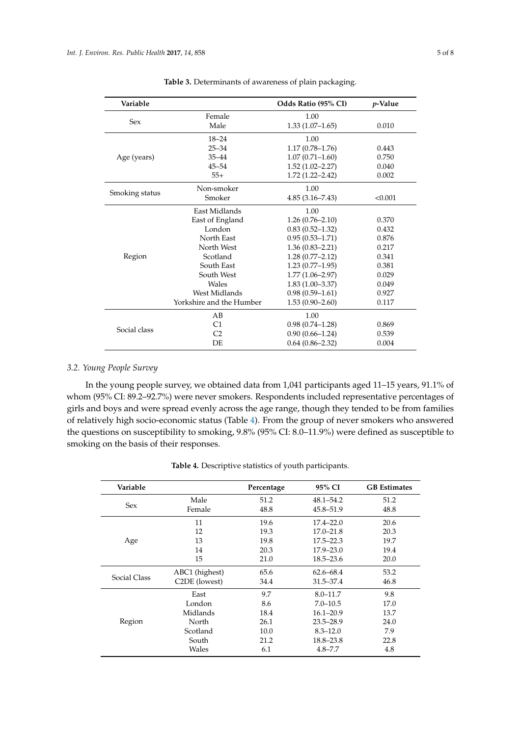**Table 3.** Determinants of awareness of plain packaging.

| Variable | | Odds Ratio (95% CI) | *p*-Value |
|---|---|---|---|
| Sex | Female | 1.00 | |
| | Male | 1.33 (1.07–1.65) | 0.010 |
| Age (years) | 18–24 | 1.00 | |
| | 25–34 | 1.17 (0.78–1.76) | 0.443 |
| | 35–44 | 1.07 (0.71–1.60) | 0.750 |
| | 45–54 | 1.52 (1.02–2.27) | 0.040 |
| | 55+ | 1.72 (1.22–2.42) | 0.002 |
| Smoking status | Non-smoker | 1.00 | |
| | Smoker | 4.85 (3.16–7.43) | <0.001 |
| Region | East Midlands | 1.00 | |
| | East of England | 1.26 (0.76–2.10) | 0.370 |
| | London | 0.83 (0.52–1.32) | 0.432 |
| | North East | 0.95 (0.53–1.71) | 0.876 |
| | North West | 1.36 (0.83–2.21) | 0.217 |
| | Scotland | 1.28 (0.77–2.12) | 0.341 |
| | South East | 1.23 (0.77–1.95) | 0.381 |
| | South West | 1.77 (1.06–2.97) | 0.029 |
| | Wales | 1.83 (1.00–3.37) | 0.049 |
| | West Midlands | 0.98 (0.59–1.61) | 0.927 |
| | Yorkshire and the Humber | 1.53 (0.90–2.60) | 0.117 |
| Social class | AB | 1.00 | |
| | C1 | 0.98 (0.74–1.28) | 0.869 |
| | C2 | 0.90 (0.66–1.24) | 0.539 |
| | DE | 0.64 (0.86–2.32) | 0.004 |

### 3.2. Young People Survey

In the young people survey, we obtained data from 1,041 participants aged 11–15 years, 91.1% of whom (95% CI: 89.2–92.7%) were never smokers. Respondents included representative percentages of girls and boys and were spread evenly across the age range, though they tended to be from families of relatively high socio-economic status (Table 4). From the group of never smokers who answered the questions on susceptibility to smoking, 9.8% (95% CI: 8.0–11.9%) were defined as susceptible to smoking on the basis of their responses.

**Table 4.** Descriptive statistics of youth participants.

| Variable | | Percentage | 95% CI | GB Estimates |
|---|---|---|---|---|
| Sex | Male | 51.2 | 48.1–54.2 | 51.2 |
| | Female | 48.8 | 45.8–51.9 | 48.8 |
| Age | 11 | 19.6 | 17.4–22.0 | 20.6 |
| | 12 | 19.3 | 17.0–21.8 | 20.3 |
| | 13 | 19.8 | 17.5–22.3 | 19.7 |
| | 14 | 20.3 | 17.9–23.0 | 19.4 |
| | 15 | 21.0 | 18.5–23.6 | 20.0 |
| Social Class | ABC1 (highest) | 65.6 | 62.6–68.4 | 53.2 |
| | C2DE (lowest) | 34.4 | 31.5–37.4 | 46.8 |
| Region | East | 9.7 | 8.0–11.7 | 9.8 |
| | London | 8.6 | 7.0–10.5 | 17.0 |
| | Midlands | 18.4 | 16.1–20.9 | 13.7 |
| | North | 26.1 | 23.5–28.9 | 24.0 |
| | Scotland | 10.0 | 8.3–12.0 | 7.9 |
| | South | 21.2 | 18.8–23.8 | 22.8 |
| | Wales | 6.1 | 4.8–7.7 | 4.8 |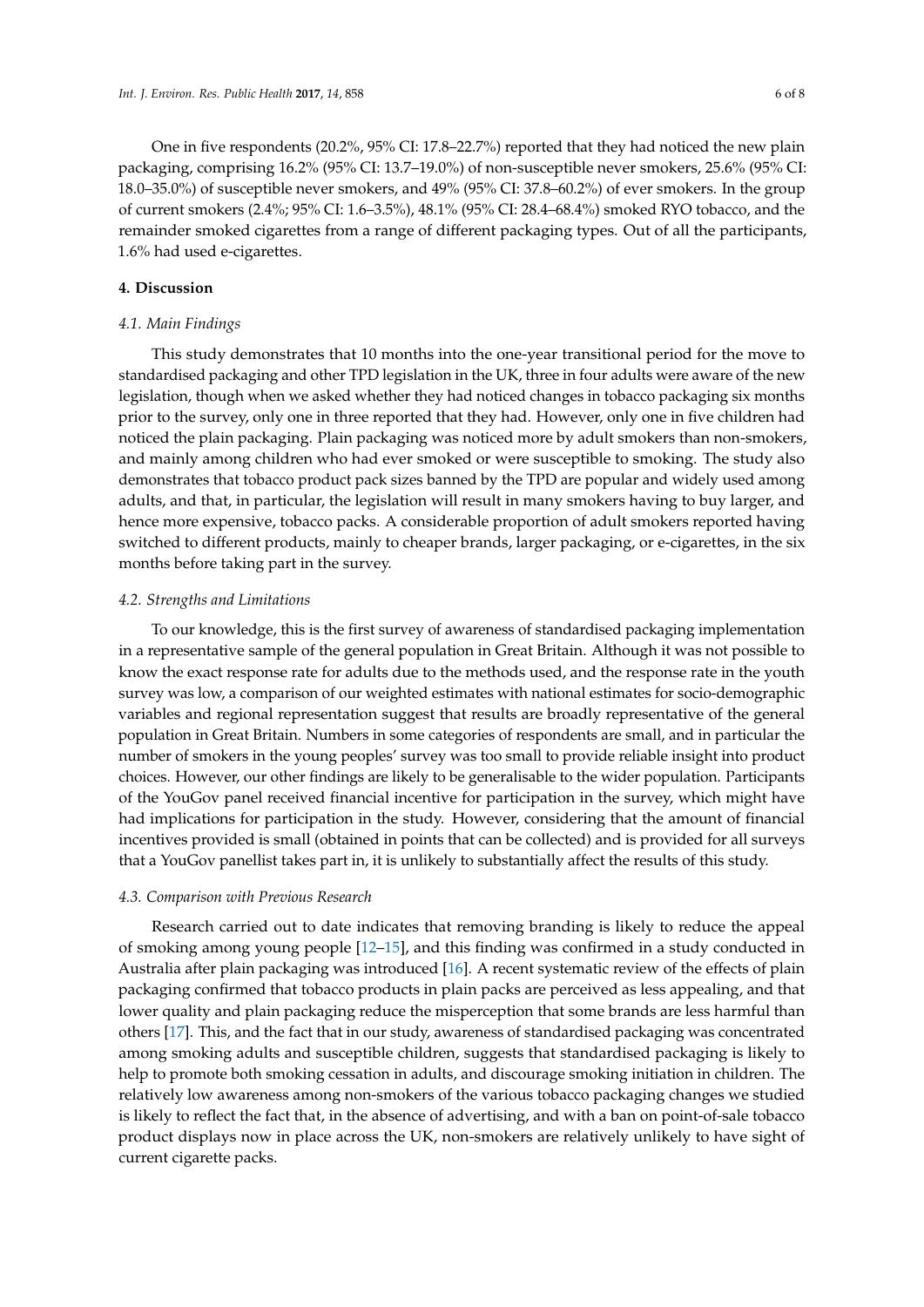One in five respondents (20.2%, 95% CI: 17.8–22.7%) reported that they had noticed the new plain packaging, comprising 16.2% (95% CI: 13.7–19.0%) of non-susceptible never smokers, 25.6% (95% CI: 18.0–35.0%) of susceptible never smokers, and 49% (95% CI: 37.8–60.2%) of ever smokers. In the group of current smokers (2.4%; 95% CI: 1.6–3.5%), 48.1% (95% CI: 28.4–68.4%) smoked RYO tobacco, and the remainder smoked cigarettes from a range of different packaging types. Out of all the participants, 1.6% had used e-cigarettes.

## 4. Discussion

### *4.1. Main Findings*

This study demonstrates that 10 months into the one-year transitional period for the move to standardised packaging and other TPD legislation in the UK, three in four adults were aware of the new legislation, though when we asked whether they had noticed changes in tobacco packaging six months prior to the survey, only one in three reported that they had. However, only one in five children had noticed the plain packaging. Plain packaging was noticed more by adult smokers than non-smokers, and mainly among children who had ever smoked or were susceptible to smoking. The study also demonstrates that tobacco product pack sizes banned by the TPD are popular and widely used among adults, and that, in particular, the legislation will result in many smokers having to buy larger, and hence more expensive, tobacco packs. A considerable proportion of adult smokers reported having switched to different products, mainly to cheaper brands, larger packaging, or e-cigarettes, in the six months before taking part in the survey.

### *4.2. Strengths and Limitations*

To our knowledge, this is the first survey of awareness of standardised packaging implementation in a representative sample of the general population in Great Britain. Although it was not possible to know the exact response rate for adults due to the methods used, and the response rate in the youth survey was low, a comparison of our weighted estimates with national estimates for socio-demographic variables and regional representation suggest that results are broadly representative of the general population in Great Britain. Numbers in some categories of respondents are small, and in particular the number of smokers in the young peoples' survey was too small to provide reliable insight into product choices. However, our other findings are likely to be generalisable to the wider population. Participants of the YouGov panel received financial incentive for participation in the survey, which might have had implications for participation in the study. However, considering that the amount of financial incentives provided is small (obtained in points that can be collected) and is provided for all surveys that a YouGov panellist takes part in, it is unlikely to substantially affect the results of this study.

### *4.3. Comparison with Previous Research*

Research carried out to date indicates that removing branding is likely to reduce the appeal of smoking among young people [12–15], and this finding was confirmed in a study conducted in Australia after plain packaging was introduced [16]. A recent systematic review of the effects of plain packaging confirmed that tobacco products in plain packs are perceived as less appealing, and that lower quality and plain packaging reduce the misperception that some brands are less harmful than others [17]. This, and the fact that in our study, awareness of standardised packaging was concentrated among smoking adults and susceptible children, suggests that standardised packaging is likely to help to promote both smoking cessation in adults, and discourage smoking initiation in children. The relatively low awareness among non-smokers of the various tobacco packaging changes we studied is likely to reflect the fact that, in the absence of advertising, and with a ban on point-of-sale tobacco product displays now in place across the UK, non-smokers are relatively unlikely to have sight of current cigarette packs.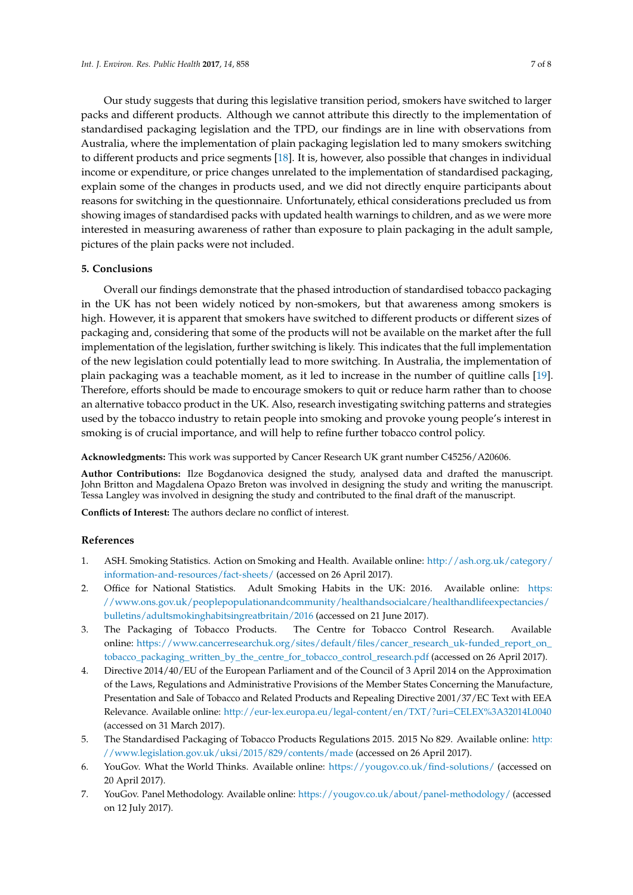Our study suggests that during this legislative transition period, smokers have switched to larger packs and different products. Although we cannot attribute this directly to the implementation of standardised packaging legislation and the TPD, our findings are in line with observations from Australia, where the implementation of plain packaging legislation led to many smokers switching to different products and price segments [18]. It is, however, also possible that changes in individual income or expenditure, or price changes unrelated to the implementation of standardised packaging, explain some of the changes in products used, and we did not directly enquire participants about reasons for switching in the questionnaire. Unfortunately, ethical considerations precluded us from showing images of standardised packs with updated health warnings to children, and as we were more interested in measuring awareness of rather than exposure to plain packaging in the adult sample, pictures of the plain packs were not included.

## 5. Conclusions

Overall our findings demonstrate that the phased introduction of standardised tobacco packaging in the UK has not been widely noticed by non-smokers, but that awareness among smokers is high. However, it is apparent that smokers have switched to different products or different sizes of packaging and, considering that some of the products will not be available on the market after the full implementation of the legislation, further switching is likely. This indicates that the full implementation of the new legislation could potentially lead to more switching. In Australia, the implementation of plain packaging was a teachable moment, as it led to increase in the number of quitline calls [19]. Therefore, efforts should be made to encourage smokers to quit or reduce harm rather than to choose an alternative tobacco product in the UK. Also, research investigating switching patterns and strategies used by the tobacco industry to retain people into smoking and provoke young people's interest in smoking is of crucial importance, and will help to refine further tobacco control policy.

**Acknowledgments:** This work was supported by Cancer Research UK grant number C45256/A20606.

**Author Contributions:** Ilze Bogdanovica designed the study, analysed data and drafted the manuscript. John Britton and Magdalena Opazo Breton was involved in designing the study and writing the manuscript. Tessa Langley was involved in designing the study and contributed to the final draft of the manuscript.

**Conflicts of Interest:** The authors declare no conflict of interest.

## References

1. ASH. Smoking Statistics. Action on Smoking and Health. Available online: http://ash.org.uk/category/information-and-resources/fact-sheets/ (accessed on 26 April 2017).
2. Office for National Statistics. Adult Smoking Habits in the UK: 2016. Available online: https://www.ons.gov.uk/peoplepopulationandcommunity/healthandsocialcare/healthandlifeexpectancies/bulletins/adultsmokinghabitsingreatbritain/2016 (accessed on 21 June 2017).
3. The Packaging of Tobacco Products. The Centre for Tobacco Control Research. Available online: https://www.cancerresearchuk.org/sites/default/files/cancer_research_uk-funded_report_on_tobacco_packaging_written_by_the_centre_for_tobacco_control_research.pdf (accessed on 26 April 2017).
4. Directive 2014/40/EU of the European Parliament and of the Council of 3 April 2014 on the Approximation of the Laws, Regulations and Administrative Provisions of the Member States Concerning the Manufacture, Presentation and Sale of Tobacco and Related Products and Repealing Directive 2001/37/EC Text with EEA Relevance. Available online: http://eur-lex.europa.eu/legal-content/en/TXT/?uri=CELEX%3A32014L0040 (accessed on 31 March 2017).
5. The Standardised Packaging of Tobacco Products Regulations 2015. 2015 No 829. Available online: http://www.legislation.gov.uk/uksi/2015/829/contents/made (accessed on 26 April 2017).
6. YouGov. What the World Thinks. Available online: https://yougov.co.uk/find-solutions/ (accessed on 20 April 2017).
7. YouGov. Panel Methodology. Available online: https://yougov.co.uk/about/panel-methodology/ (accessed on 12 July 2017).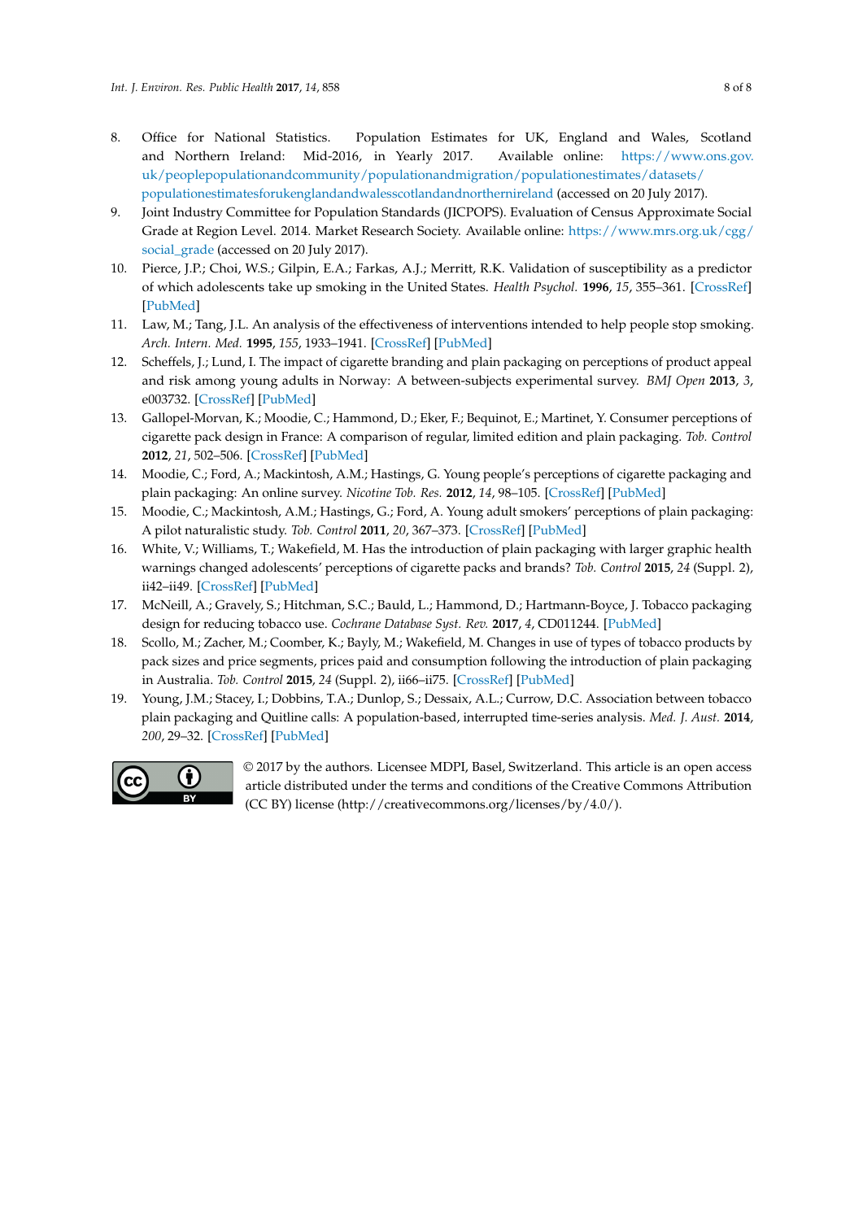8. Office for National Statistics. Population Estimates for UK, England and Wales, Scotland and Northern Ireland: Mid-2016, in Yearly 2017. Available online: https://www.ons.gov.uk/peoplepopulationandcommunity/populationandmigration/populationestimates/datasets/populationestimatesforukenglandandwalesscotlandandnorthernireland (accessed on 20 July 2017).
9. Joint Industry Committee for Population Standards (JICPOPS). Evaluation of Census Approximate Social Grade at Region Level. 2014. Market Research Society. Available online: https://www.mrs.org.uk/cgg/social_grade (accessed on 20 July 2017).
10. Pierce, J.P.; Choi, W.S.; Gilpin, E.A.; Farkas, A.J.; Merritt, R.K. Validation of susceptibility as a predictor of which adolescents take up smoking in the United States. *Health Psychol.* **1996**, *15*, 355–361. [CrossRef] [PubMed]
11. Law, M.; Tang, J.L. An analysis of the effectiveness of interventions intended to help people stop smoking. *Arch. Intern. Med.* **1995**, *155*, 1933–1941. [CrossRef] [PubMed]
12. Scheffels, J.; Lund, I. The impact of cigarette branding and plain packaging on perceptions of product appeal and risk among young adults in Norway: A between-subjects experimental survey. *BMJ Open* **2013**, *3*, e003732. [CrossRef] [PubMed]
13. Gallopel-Morvan, K.; Moodie, C.; Hammond, D.; Eker, F.; Bequinot, E.; Martinet, Y. Consumer perceptions of cigarette pack design in France: A comparison of regular, limited edition and plain packaging. *Tob. Control* **2012**, *21*, 502–506. [CrossRef] [PubMed]
14. Moodie, C.; Ford, A.; Mackintosh, A.M.; Hastings, G. Young people's perceptions of cigarette packaging and plain packaging: An online survey. *Nicotine Tob. Res.* **2012**, *14*, 98–105. [CrossRef] [PubMed]
15. Moodie, C.; Mackintosh, A.M.; Hastings, G.; Ford, A. Young adult smokers' perceptions of plain packaging: A pilot naturalistic study. *Tob. Control* **2011**, *20*, 367–373. [CrossRef] [PubMed]
16. White, V.; Williams, T.; Wakefield, M. Has the introduction of plain packaging with larger graphic health warnings changed adolescents' perceptions of cigarette packs and brands? *Tob. Control* **2015**, *24* (Suppl. 2), ii42–ii49. [CrossRef] [PubMed]
17. McNeill, A.; Gravely, S.; Hitchman, S.C.; Bauld, L.; Hammond, D.; Hartmann-Boyce, J. Tobacco packaging design for reducing tobacco use. *Cochrane Database Syst. Rev.* **2017**, *4*, CD011244. [PubMed]
18. Scollo, M.; Zacher, M.; Coomber, K.; Bayly, M.; Wakefield, M. Changes in use of types of tobacco products by pack sizes and price segments, prices paid and consumption following the introduction of plain packaging in Australia. *Tob. Control* **2015**, *24* (Suppl. 2), ii66–ii75. [CrossRef] [PubMed]
19. Young, J.M.; Stacey, I.; Dobbins, T.A.; Dunlop, S.; Dessaix, A.L.; Currow, D.C. Association between tobacco plain packaging and Quitline calls: A population-based, interrupted time-series analysis. *Med. J. Aust.* **2014**, *200*, 29–32. [CrossRef] [PubMed]

© 2017 by the authors. Licensee MDPI, Basel, Switzerland. This article is an open access article distributed under the terms and conditions of the Creative Commons Attribution (CC BY) license (http://creativecommons.org/licenses/by/4.0/).